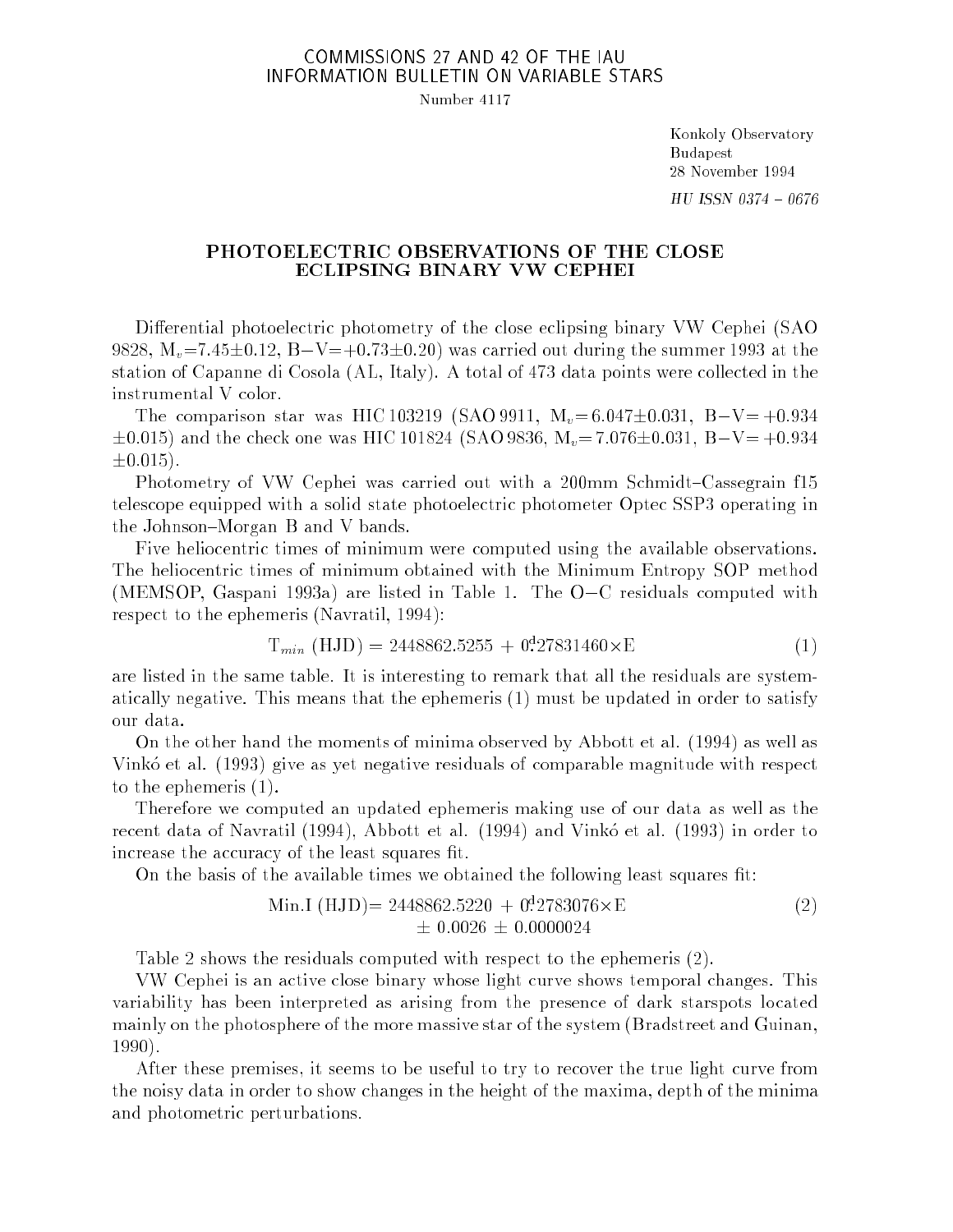COMMISSIONS 27 AND 42 OF THE IAU
INFORMATION BULLETIN ON VARIABLE STARS

Number 4117

Konkoly Observatory
Budapest
28 November 1994

*HU ISSN 0374 – 0676*

# PHOTOELECTRIC OBSERVATIONS OF THE CLOSE ECLIPSING BINARY VW CEPHEI

Differential photoelectric photometry of the close eclipsing binary VW Cephei (SAO 9828, $M_v$=7.45±0.12, B−V=+0.73±0.20) was carried out during the summer 1993 at the station of Capanne di Cosola (AL, Italy). A total of 473 data points were collected in the instrumental V color.

The comparison star was HIC 103219 (SAO 9911, $M_v$=6.047±0.031, B−V= +0.934 ±0.015) and the check one was HIC 101824 (SAO 9836, $M_v$= 7.076±0.031, B−V= +0.934 ±0.015).

Photometry of VW Cephei was carried out with a 200mm Schmidt–Cassegrain f15 telescope equipped with a solid state photoelectric photometer Optec SSP3 operating in the Johnson–Morgan B and V bands.

Five heliocentric times of minimum were computed using the available observations. The heliocentric times of minimum obtained with the Minimum Entropy SOP method (MEMSOP, Gaspani 1993a) are listed in Table 1. The O−C residuals computed with respect to the ephemeris (Navratil, 1994):

$$T_{min}\ (\mathrm{HJD}) = 2448862.5255 + 0^{\mathrm{d}}.27831460 \times \mathrm{E} \tag{1}$$

are listed in the same table. It is interesting to remark that all the residuals are systematically negative. This means that the ephemeris (1) must be updated in order to satisfy our data.

On the other hand the moments of minima observed by Abbott et al. (1994) as well as Vinkó et al. (1993) give as yet negative residuals of comparable magnitude with respect to the ephemeris (1).

Therefore we computed an updated ephemeris making use of our data as well as the recent data of Navratil (1994), Abbott et al. (1994) and Vinkó et al. (1993) in order to increase the accuracy of the least squares fit.

On the basis of the available times we obtained the following least squares fit:

$$\begin{aligned}\mathrm{Min.I}\ (\mathrm{HJD}) = 2448862.5220 &+ 0^{\mathrm{d}}.2783076 \times \mathrm{E} \\ \pm 0.0026 &\pm 0.0000024\end{aligned} \tag{2}$$

Table 2 shows the residuals computed with respect to the ephemeris (2).

VW Cephei is an active close binary whose light curve shows temporal changes. This variability has been interpreted as arising from the presence of dark starspots located mainly on the photosphere of the more massive star of the system (Bradstreet and Guinan, 1990).

After these premises, it seems to be useful to try to recover the true light curve from the noisy data in order to show changes in the height of the maxima, depth of the minima and photometric perturbations.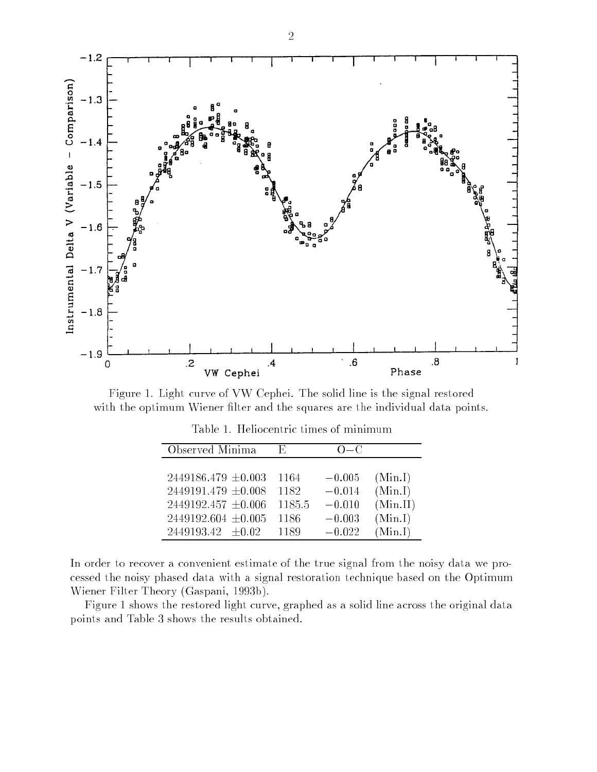Figure 1. Light curve of VW Cephei. The solid line is the signal restored with the optimum Wiener filter and the squares are the individual data points.

Table 1. Heliocentric times of minimum

| Observed Minima | E | O−C | |
|---|---|---|---|
| 2449186.479 ±0.003 | 1164 | −0.005 | (Min.I) |
| 2449191.479 ±0.008 | 1182 | −0.014 | (Min.I) |
| 2449192.457 ±0.006 | 1185.5 | −0.010 | (Min.II) |
| 2449192.604 ±0.005 | 1186 | −0.003 | (Min.I) |
| 2449193.42 ±0.02 | 1189 | −0.022 | (Min.I) |

In order to recover a convenient estimate of the true signal from the noisy data we processed the noisy phased data with a signal restoration technique based on the Optimum Wiener Filter Theory (Gaspani, 1993b).

Figure 1 shows the restored light curve, graphed as a solid line across the original data points and Table 3 shows the results obtained.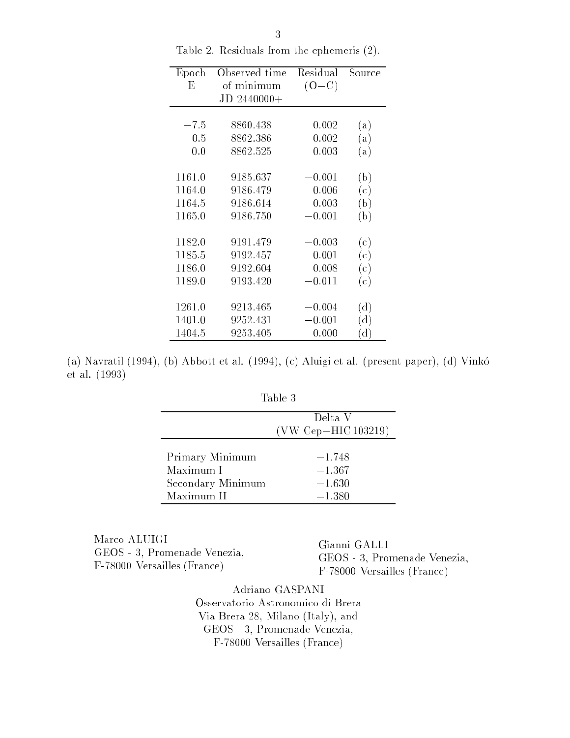Table 2. Residuals from the ephemeris (2).

| Epoch E | Observed time of minimum JD 2440000+ | Residual (O−C) | Source |
|---|---|---|---|
| −7.5 | 8860.438 | 0.002 | (a) |
| −0.5 | 8862.386 | 0.002 | (a) |
| 0.0 | 8862.525 | 0.003 | (a) |
| 1161.0 | 9185.637 | −0.001 | (b) |
| 1164.0 | 9186.479 | 0.006 | (c) |
| 1164.5 | 9186.614 | 0.003 | (b) |
| 1165.0 | 9186.750 | −0.001 | (b) |
| 1182.0 | 9191.479 | −0.003 | (c) |
| 1185.5 | 9192.457 | 0.001 | (c) |
| 1186.0 | 9192.604 | 0.008 | (c) |
| 1189.0 | 9193.420 | −0.011 | (c) |
| 1261.0 | 9213.465 | −0.004 | (d) |
| 1401.0 | 9252.431 | −0.001 | (d) |
| 1404.5 | 9253.405 | 0.000 | (d) |

(a) Navratil (1994), (b) Abbott et al. (1994), (c) Aluigi et al. (present paper), (d) Vinkó et al. (1993)

Table 3

| | Delta V (VW Cep−HIC 103219) |
|---|---|
| Primary Minimum | −1.748 |
| Maximum I | −1.367 |
| Secondary Minimum | −1.630 |
| Maximum II | −1.380 |

Marco ALUIGI
GEOS - 3, Promenade Venezia,
F-78000 Versailles (France)

Gianni GALLI
GEOS - 3, Promenade Venezia,
F-78000 Versailles (France)

Adriano GASPANI
Osservatorio Astronomico di Brera
Via Brera 28, Milano (Italy), and
GEOS - 3, Promenade Venezia,
F-78000 Versailles (France)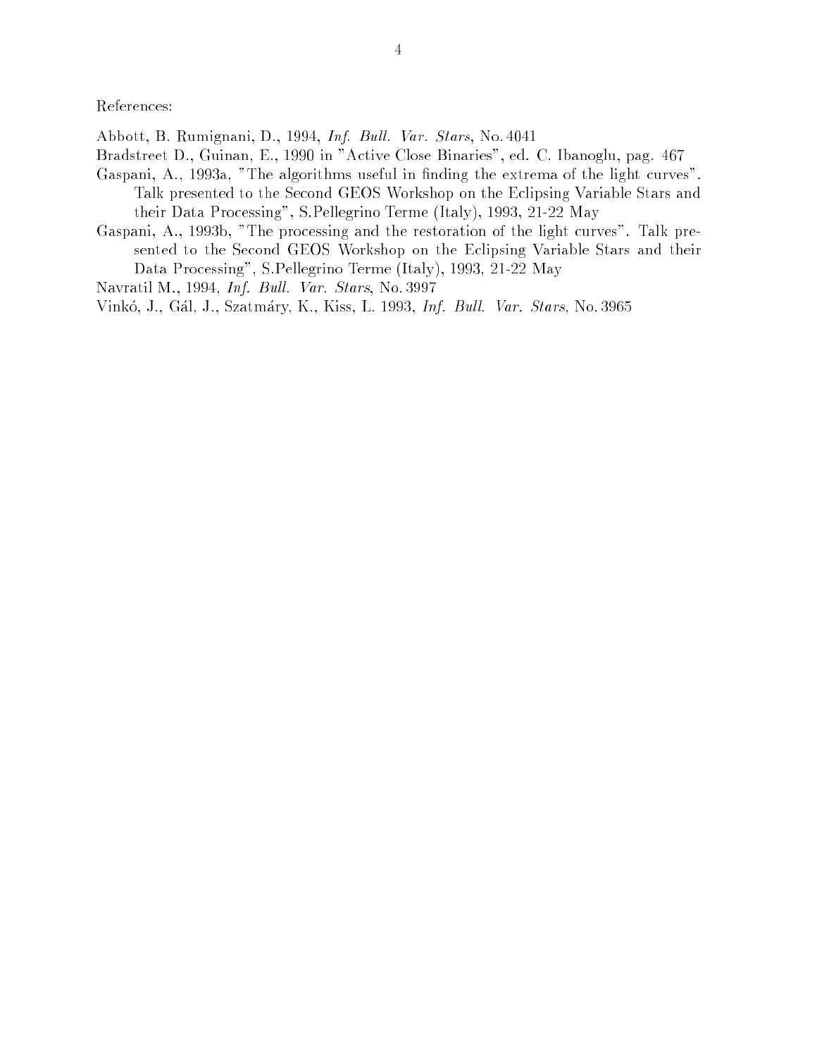References:

Abbott, B. Rumignani, D., 1994, *Inf. Bull. Var. Stars*, No. 4041

Bradstreet D., Guinan, E., 1990 in "Active Close Binaries", ed. C. Ibanoglu, pag. 467

Gaspani, A., 1993a, "The algorithms useful in finding the extrema of the light curves". Talk presented to the Second GEOS Workshop on the Eclipsing Variable Stars and their Data Processing", S.Pellegrino Terme (Italy), 1993, 21-22 May

Gaspani, A., 1993b, "The processing and the restoration of the light curves". Talk presented to the Second GEOS Workshop on the Eclipsing Variable Stars and their Data Processing", S.Pellegrino Terme (Italy), 1993, 21-22 May

Navratil M., 1994, *Inf. Bull. Var. Stars*, No. 3997

Vinkó, J., Gál, J., Szatmáry, K., Kiss, L. 1993, *Inf. Bull. Var. Stars*, No. 3965